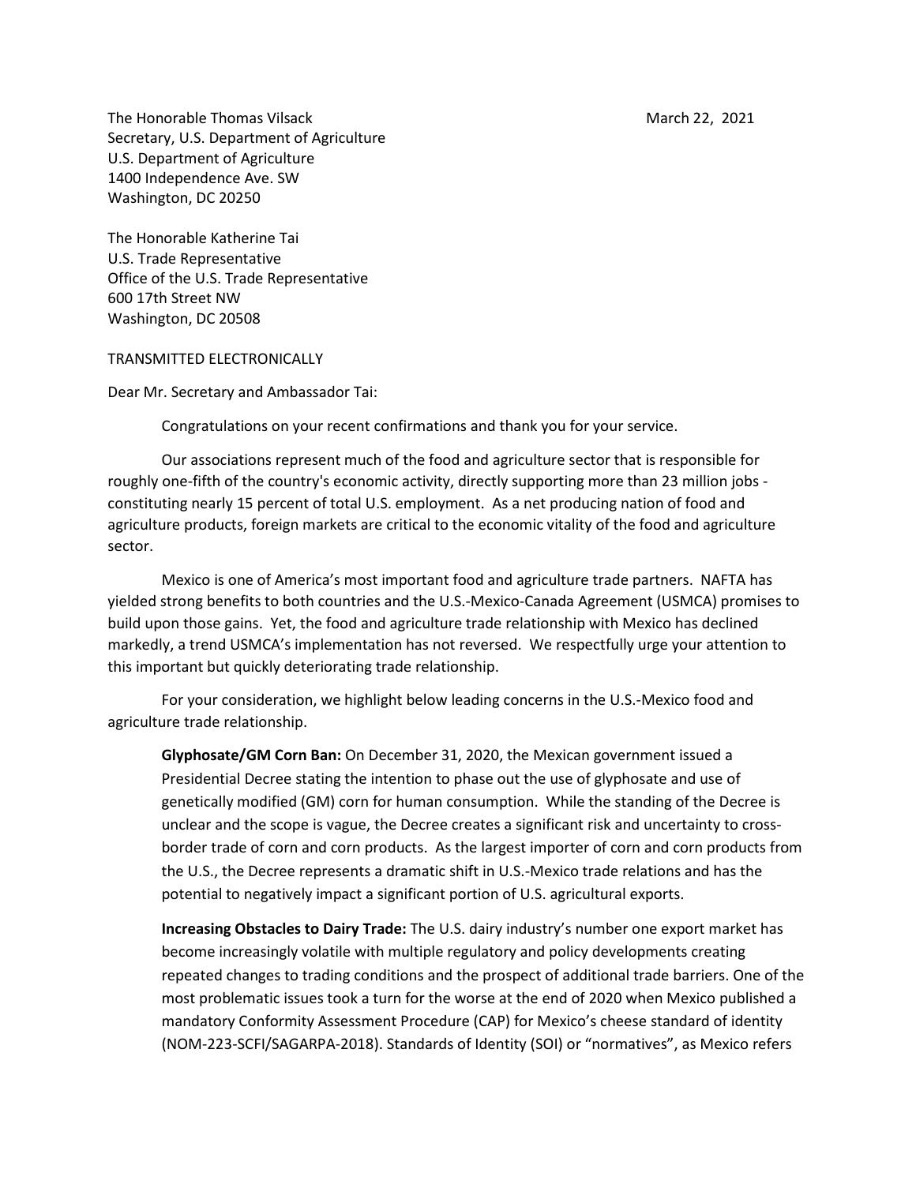The Honorable Thomas Vilsack  
Secretary, U.S. Department of Agriculture  
U.S. Department of Agriculture  
1400 Independence Ave. SW  
Washington, DC 20250

March 22, 2021

The Honorable Katherine Tai  
U.S. Trade Representative  
Office of the U.S. Trade Representative  
600 17th Street NW  
Washington, DC 20508

TRANSMITTED ELECTRONICALLY

Dear Mr. Secretary and Ambassador Tai:

Congratulations on your recent confirmations and thank you for your service.

Our associations represent much of the food and agriculture sector that is responsible for roughly one-fifth of the country's economic activity, directly supporting more than 23 million jobs - constituting nearly 15 percent of total U.S. employment. As a net producing nation of food and agriculture products, foreign markets are critical to the economic vitality of the food and agriculture sector.

Mexico is one of America's most important food and agriculture trade partners. NAFTA has yielded strong benefits to both countries and the U.S.-Mexico-Canada Agreement (USMCA) promises to build upon those gains. Yet, the food and agriculture trade relationship with Mexico has declined markedly, a trend USMCA's implementation has not reversed. We respectfully urge your attention to this important but quickly deteriorating trade relationship.

For your consideration, we highlight below leading concerns in the U.S.-Mexico food and agriculture trade relationship.

**Glyphosate/GM Corn Ban:** On December 31, 2020, the Mexican government issued a Presidential Decree stating the intention to phase out the use of glyphosate and use of genetically modified (GM) corn for human consumption. While the standing of the Decree is unclear and the scope is vague, the Decree creates a significant risk and uncertainty to cross-border trade of corn and corn products. As the largest importer of corn and corn products from the U.S., the Decree represents a dramatic shift in U.S.-Mexico trade relations and has the potential to negatively impact a significant portion of U.S. agricultural exports.

**Increasing Obstacles to Dairy Trade:** The U.S. dairy industry's number one export market has become increasingly volatile with multiple regulatory and policy developments creating repeated changes to trading conditions and the prospect of additional trade barriers. One of the most problematic issues took a turn for the worse at the end of 2020 when Mexico published a mandatory Conformity Assessment Procedure (CAP) for Mexico's cheese standard of identity (NOM-223-SCFI/SAGARPA-2018). Standards of Identity (SOI) or "normatives", as Mexico refers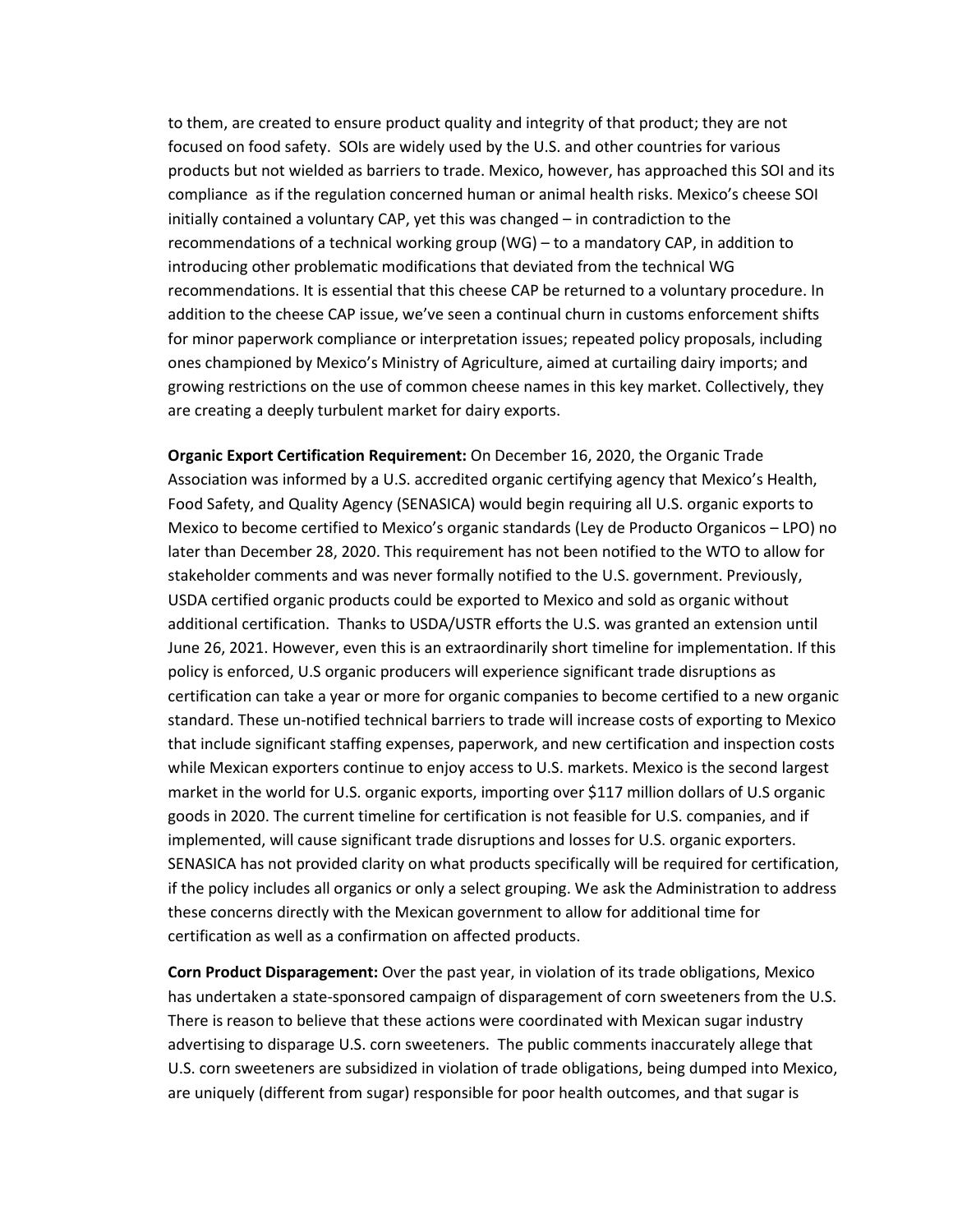to them, are created to ensure product quality and integrity of that product; they are not focused on food safety. SOIs are widely used by the U.S. and other countries for various products but not wielded as barriers to trade. Mexico, however, has approached this SOI and its compliance as if the regulation concerned human or animal health risks. Mexico's cheese SOI initially contained a voluntary CAP, yet this was changed – in contradiction to the recommendations of a technical working group (WG) – to a mandatory CAP, in addition to introducing other problematic modifications that deviated from the technical WG recommendations. It is essential that this cheese CAP be returned to a voluntary procedure. In addition to the cheese CAP issue, we've seen a continual churn in customs enforcement shifts for minor paperwork compliance or interpretation issues; repeated policy proposals, including ones championed by Mexico's Ministry of Agriculture, aimed at curtailing dairy imports; and growing restrictions on the use of common cheese names in this key market. Collectively, they are creating a deeply turbulent market for dairy exports.

**Organic Export Certification Requirement:** On December 16, 2020, the Organic Trade Association was informed by a U.S. accredited organic certifying agency that Mexico's Health, Food Safety, and Quality Agency (SENASICA) would begin requiring all U.S. organic exports to Mexico to become certified to Mexico's organic standards (Ley de Producto Organicos – LPO) no later than December 28, 2020. This requirement has not been notified to the WTO to allow for stakeholder comments and was never formally notified to the U.S. government. Previously, USDA certified organic products could be exported to Mexico and sold as organic without additional certification. Thanks to USDA/USTR efforts the U.S. was granted an extension until June 26, 2021. However, even this is an extraordinarily short timeline for implementation. If this policy is enforced, U.S organic producers will experience significant trade disruptions as certification can take a year or more for organic companies to become certified to a new organic standard. These un-notified technical barriers to trade will increase costs of exporting to Mexico that include significant staffing expenses, paperwork, and new certification and inspection costs while Mexican exporters continue to enjoy access to U.S. markets. Mexico is the second largest market in the world for U.S. organic exports, importing over $117 million dollars of U.S organic goods in 2020. The current timeline for certification is not feasible for U.S. companies, and if implemented, will cause significant trade disruptions and losses for U.S. organic exporters. SENASICA has not provided clarity on what products specifically will be required for certification, if the policy includes all organics or only a select grouping. We ask the Administration to address these concerns directly with the Mexican government to allow for additional time for certification as well as a confirmation on affected products.

**Corn Product Disparagement:** Over the past year, in violation of its trade obligations, Mexico has undertaken a state-sponsored campaign of disparagement of corn sweeteners from the U.S. There is reason to believe that these actions were coordinated with Mexican sugar industry advertising to disparage U.S. corn sweeteners. The public comments inaccurately allege that U.S. corn sweeteners are subsidized in violation of trade obligations, being dumped into Mexico, are uniquely (different from sugar) responsible for poor health outcomes, and that sugar is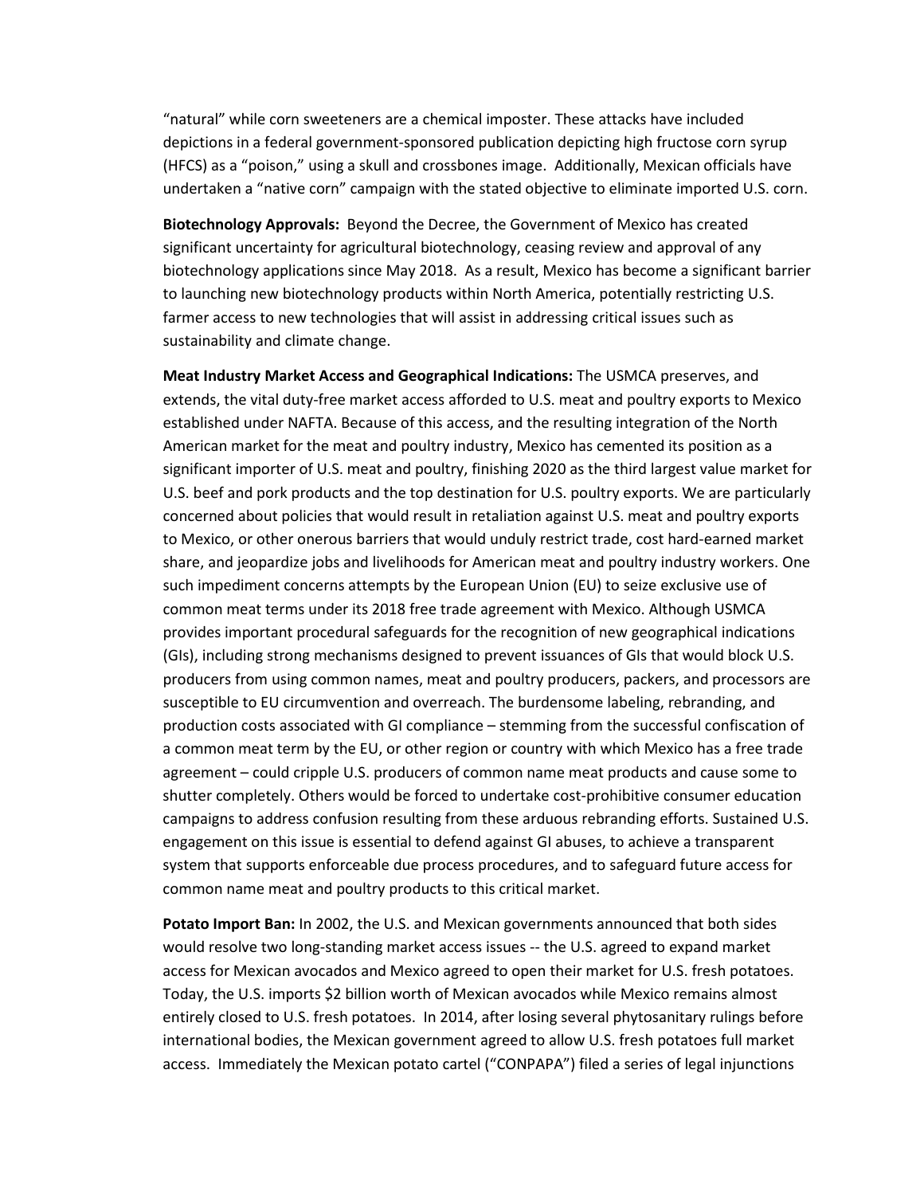"natural" while corn sweeteners are a chemical imposter. These attacks have included depictions in a federal government-sponsored publication depicting high fructose corn syrup (HFCS) as a "poison," using a skull and crossbones image. Additionally, Mexican officials have undertaken a "native corn" campaign with the stated objective to eliminate imported U.S. corn.

**Biotechnology Approvals:** Beyond the Decree, the Government of Mexico has created significant uncertainty for agricultural biotechnology, ceasing review and approval of any biotechnology applications since May 2018. As a result, Mexico has become a significant barrier to launching new biotechnology products within North America, potentially restricting U.S. farmer access to new technologies that will assist in addressing critical issues such as sustainability and climate change.

**Meat Industry Market Access and Geographical Indications:** The USMCA preserves, and extends, the vital duty-free market access afforded to U.S. meat and poultry exports to Mexico established under NAFTA. Because of this access, and the resulting integration of the North American market for the meat and poultry industry, Mexico has cemented its position as a significant importer of U.S. meat and poultry, finishing 2020 as the third largest value market for U.S. beef and pork products and the top destination for U.S. poultry exports. We are particularly concerned about policies that would result in retaliation against U.S. meat and poultry exports to Mexico, or other onerous barriers that would unduly restrict trade, cost hard-earned market share, and jeopardize jobs and livelihoods for American meat and poultry industry workers. One such impediment concerns attempts by the European Union (EU) to seize exclusive use of common meat terms under its 2018 free trade agreement with Mexico. Although USMCA provides important procedural safeguards for the recognition of new geographical indications (GIs), including strong mechanisms designed to prevent issuances of GIs that would block U.S. producers from using common names, meat and poultry producers, packers, and processors are susceptible to EU circumvention and overreach. The burdensome labeling, rebranding, and production costs associated with GI compliance – stemming from the successful confiscation of a common meat term by the EU, or other region or country with which Mexico has a free trade agreement – could cripple U.S. producers of common name meat products and cause some to shutter completely. Others would be forced to undertake cost-prohibitive consumer education campaigns to address confusion resulting from these arduous rebranding efforts. Sustained U.S. engagement on this issue is essential to defend against GI abuses, to achieve a transparent system that supports enforceable due process procedures, and to safeguard future access for common name meat and poultry products to this critical market.

**Potato Import Ban:** In 2002, the U.S. and Mexican governments announced that both sides would resolve two long-standing market access issues -- the U.S. agreed to expand market access for Mexican avocados and Mexico agreed to open their market for U.S. fresh potatoes. Today, the U.S. imports $2 billion worth of Mexican avocados while Mexico remains almost entirely closed to U.S. fresh potatoes. In 2014, after losing several phytosanitary rulings before international bodies, the Mexican government agreed to allow U.S. fresh potatoes full market access. Immediately the Mexican potato cartel ("CONPAPA") filed a series of legal injunctions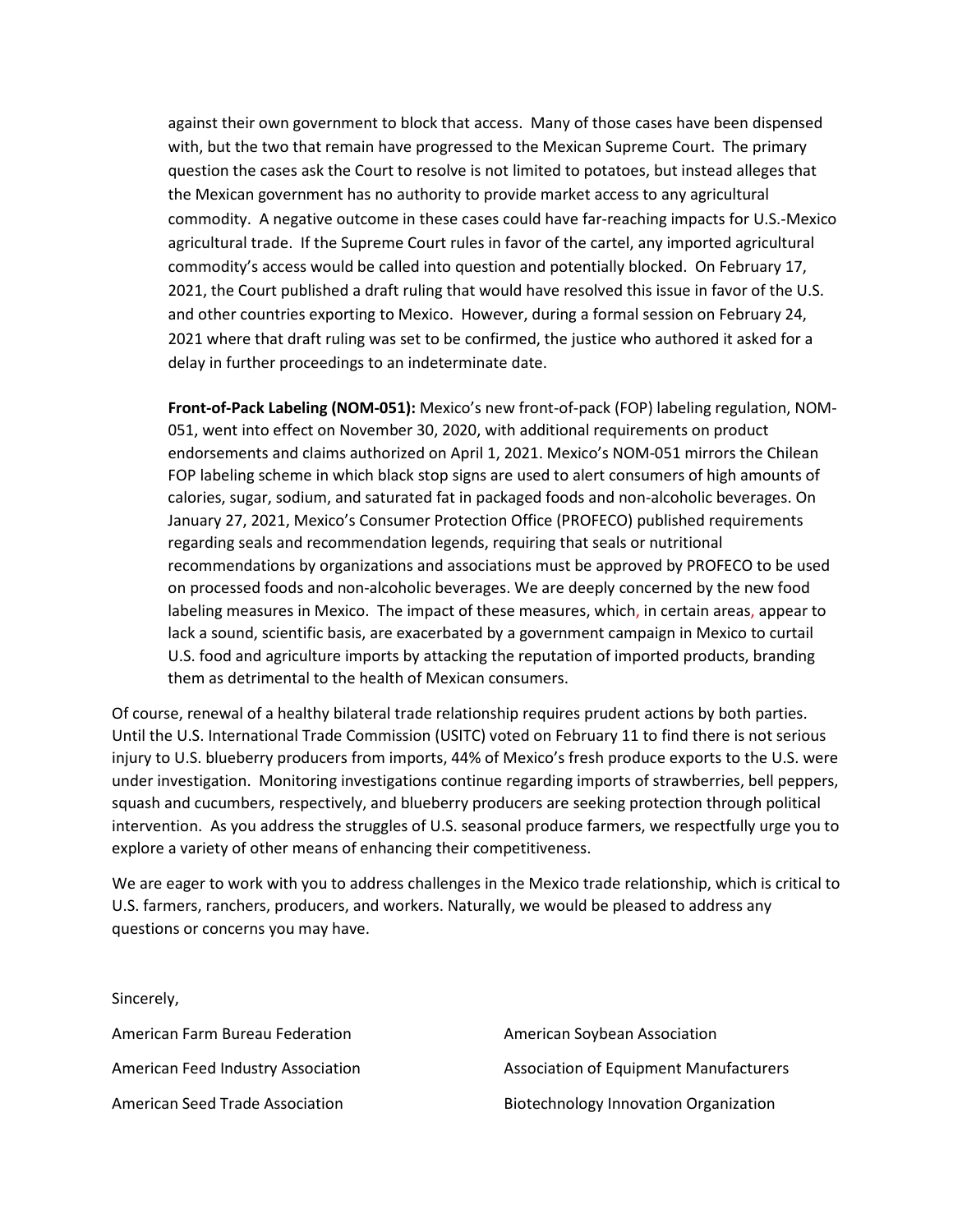against their own government to block that access. Many of those cases have been dispensed with, but the two that remain have progressed to the Mexican Supreme Court. The primary question the cases ask the Court to resolve is not limited to potatoes, but instead alleges that the Mexican government has no authority to provide market access to any agricultural commodity. A negative outcome in these cases could have far-reaching impacts for U.S.-Mexico agricultural trade. If the Supreme Court rules in favor of the cartel, any imported agricultural commodity's access would be called into question and potentially blocked. On February 17, 2021, the Court published a draft ruling that would have resolved this issue in favor of the U.S. and other countries exporting to Mexico. However, during a formal session on February 24, 2021 where that draft ruling was set to be confirmed, the justice who authored it asked for a delay in further proceedings to an indeterminate date.

**Front-of-Pack Labeling (NOM-051):** Mexico's new front-of-pack (FOP) labeling regulation, NOM-051, went into effect on November 30, 2020, with additional requirements on product endorsements and claims authorized on April 1, 2021. Mexico's NOM-051 mirrors the Chilean FOP labeling scheme in which black stop signs are used to alert consumers of high amounts of calories, sugar, sodium, and saturated fat in packaged foods and non-alcoholic beverages. On January 27, 2021, Mexico's Consumer Protection Office (PROFECO) published requirements regarding seals and recommendation legends, requiring that seals or nutritional recommendations by organizations and associations must be approved by PROFECO to be used on processed foods and non-alcoholic beverages. We are deeply concerned by the new food labeling measures in Mexico. The impact of these measures, which, in certain areas, appear to lack a sound, scientific basis, are exacerbated by a government campaign in Mexico to curtail U.S. food and agriculture imports by attacking the reputation of imported products, branding them as detrimental to the health of Mexican consumers.

Of course, renewal of a healthy bilateral trade relationship requires prudent actions by both parties. Until the U.S. International Trade Commission (USITC) voted on February 11 to find there is not serious injury to U.S. blueberry producers from imports, 44% of Mexico's fresh produce exports to the U.S. were under investigation. Monitoring investigations continue regarding imports of strawberries, bell peppers, squash and cucumbers, respectively, and blueberry producers are seeking protection through political intervention. As you address the struggles of U.S. seasonal produce farmers, we respectfully urge you to explore a variety of other means of enhancing their competitiveness.

We are eager to work with you to address challenges in the Mexico trade relationship, which is critical to U.S. farmers, ranchers, producers, and workers. Naturally, we would be pleased to address any questions or concerns you may have.

Sincerely,

American Farm Bureau Federation

American Feed Industry Association

American Seed Trade Association

American Soybean Association

Association of Equipment Manufacturers

Biotechnology Innovation Organization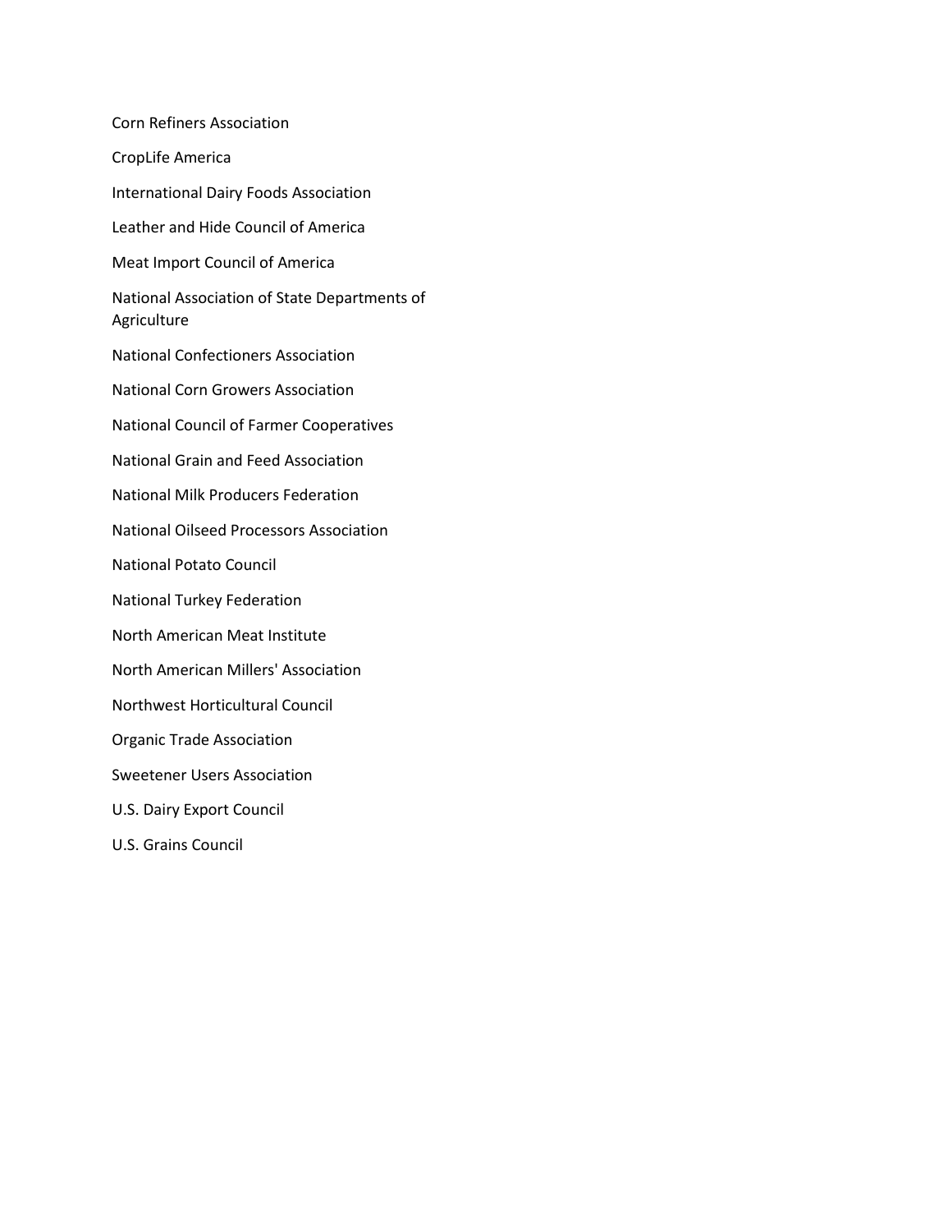Corn Refiners Association

CropLife America

International Dairy Foods Association

Leather and Hide Council of America

Meat Import Council of America

National Association of State Departments of Agriculture

National Confectioners Association

National Corn Growers Association

National Council of Farmer Cooperatives

National Grain and Feed Association

National Milk Producers Federation

National Oilseed Processors Association

National Potato Council

National Turkey Federation

North American Meat Institute

North American Millers' Association

Northwest Horticultural Council

Organic Trade Association

Sweetener Users Association

U.S. Dairy Export Council

U.S. Grains Council